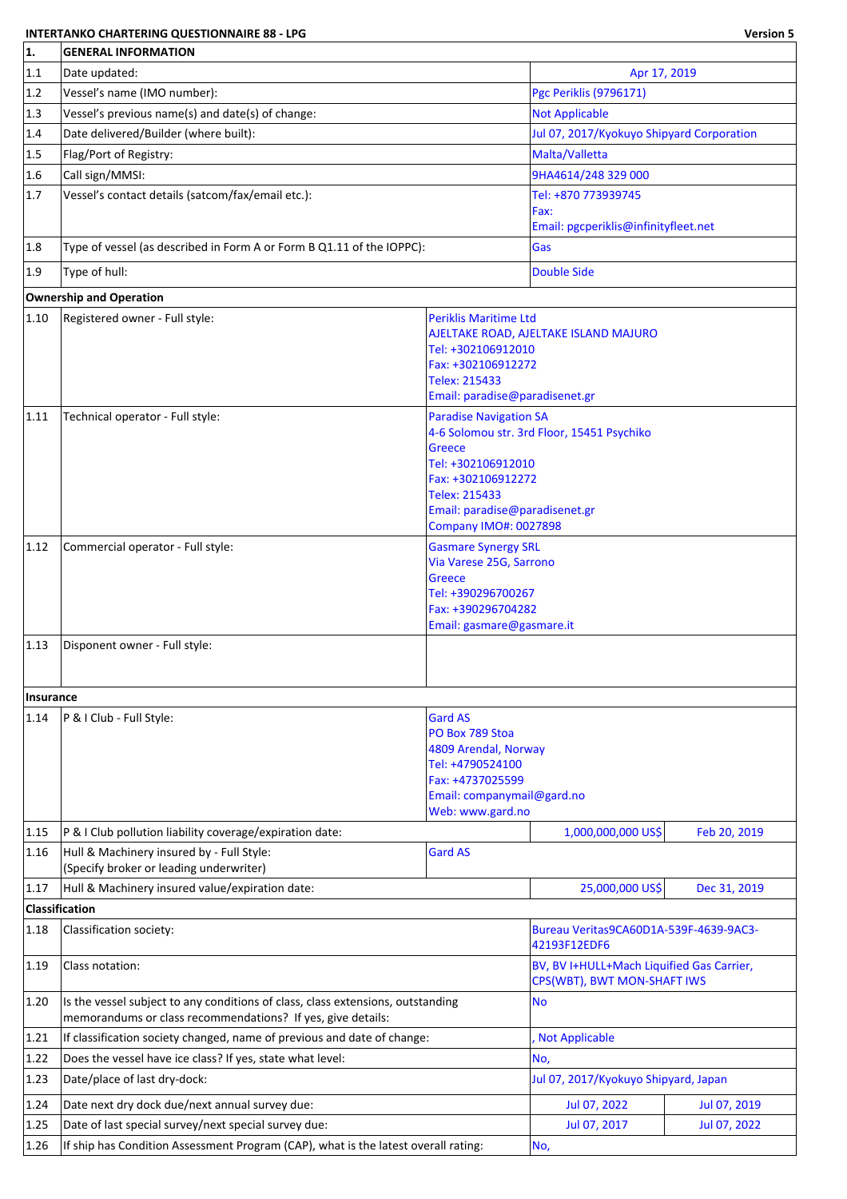**INTERTANKO CHARTERING QUESTIONNAIRE 88 - LPG** **Version 5**

| | | | | |
|---|---|---|---|---|
| **1.** | **GENERAL INFORMATION** | | | |
| 1.1 | Date updated: | | Apr 17, 2019 | |
| 1.2 | Vessel's name (IMO number): | | Pgc Periklis (9796171) | |
| 1.3 | Vessel's previous name(s) and date(s) of change: | | Not Applicable | |
| 1.4 | Date delivered/Builder (where built): | | Jul 07, 2017/Kyokuyo Shipyard Corporation | |
| 1.5 | Flag/Port of Registry: | | Malta/Valletta | |
| 1.6 | Call sign/MMSI: | | 9HA4614/248 329 000 | |
| 1.7 | Vessel's contact details (satcom/fax/email etc.): | | Tel: +870 773939745<br>Fax:<br>Email: pgcperiklis@infinityfleet.net | |
| 1.8 | Type of vessel (as described in Form A or Form B Q1.11 of the IOPPC): | | Gas | |
| 1.9 | Type of hull: | | Double Side | |
| **Ownership and Operation** | | | | |
| 1.10 | Registered owner - Full style: | Periklis Maritime Ltd<br>AJELTAKE ROAD, AJELTAKE ISLAND MAJURO<br>Tel: +302106912010<br>Fax: +302106912272<br>Telex: 215433<br>Email: paradise@paradisenet.gr | | |
| 1.11 | Technical operator - Full style: | Paradise Navigation SA<br>4-6 Solomou str. 3rd Floor, 15451 Psychiko<br>Greece<br>Tel: +302106912010<br>Fax: +302106912272<br>Telex: 215433<br>Email: paradise@paradisenet.gr<br>Company IMO#: 0027898 | | |
| 1.12 | Commercial operator - Full style: | Gasmare Synergy SRL<br>Via Varese 25G, Sarrono<br>Greece<br>Tel: +390296700267<br>Fax: +390296704282<br>Email: gasmare@gasmare.it | | |
| 1.13 | Disponent owner - Full style: | | | |
| **Insurance** | | | | |
| 1.14 | P & I Club - Full Style: | Gard AS<br>PO Box 789 Stoa<br>4809 Arendal, Norway<br>Tel: +4790524100<br>Fax: +4737025599<br>Email: companymail@gard.no<br>Web: www.gard.no | | |
| 1.15 | P & I Club pollution liability coverage/expiration date: | | 1,000,000,000 US$ | Feb 20, 2019 |
| 1.16 | Hull & Machinery insured by - Full Style:<br>(Specify broker or leading underwriter) | Gard AS | | |
| 1.17 | Hull & Machinery insured value/expiration date: | | 25,000,000 US$ | Dec 31, 2019 |
| **Classification** | | | | |
| 1.18 | Classification society: | | Bureau Veritas9CA60D1A-539F-4639-9AC3-42193F12EDF6 | |
| 1.19 | Class notation: | | BV, BV I+HULL+Mach Liquified Gas Carrier, CPS(WBT), BWT MON-SHAFT IWS | |
| 1.20 | Is the vessel subject to any conditions of class, class extensions, outstanding memorandums or class recommendations? If yes, give details: | | No | |
| 1.21 | If classification society changed, name of previous and date of change: | | , Not Applicable | |
| 1.22 | Does the vessel have ice class? If yes, state what level: | | No, | |
| 1.23 | Date/place of last dry-dock: | | Jul 07, 2017/Kyokuyo Shipyard, Japan | |
| 1.24 | Date next dry dock due/next annual survey due: | | Jul 07, 2022 | Jul 07, 2019 |
| 1.25 | Date of last special survey/next special survey due: | | Jul 07, 2017 | Jul 07, 2022 |
| 1.26 | If ship has Condition Assessment Program (CAP), what is the latest overall rating: | | No, | |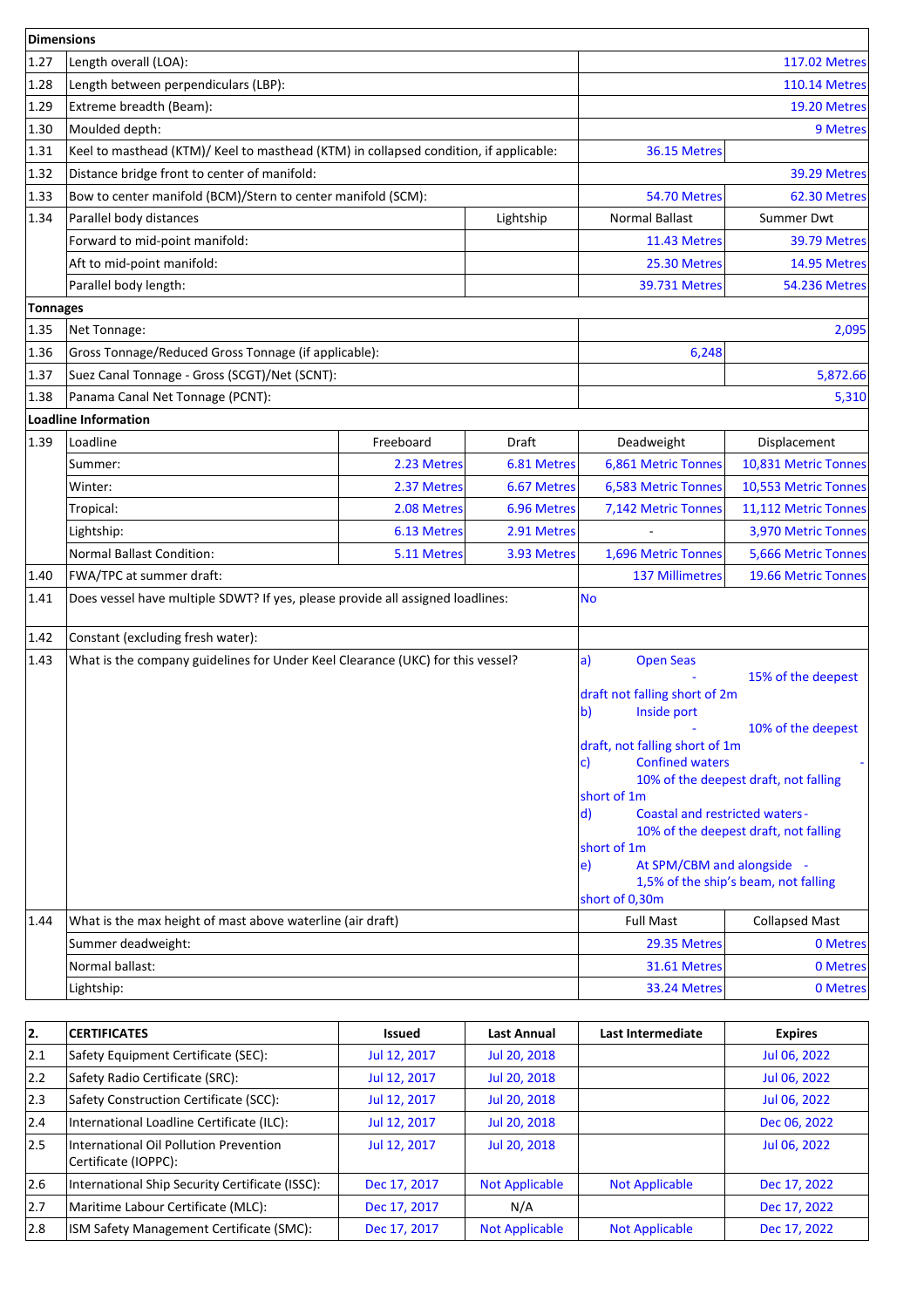| Dimensions | | | | | |
|---|---|---|---|---|---|
| 1.27 | Length overall (LOA): | | | | 117.02 Metres |
| 1.28 | Length between perpendiculars (LBP): | | | | 110.14 Metres |
| 1.29 | Extreme breadth (Beam): | | | | 19.20 Metres |
| 1.30 | Moulded depth: | | | | 9 Metres |
| 1.31 | Keel to masthead (KTM)/ Keel to masthead (KTM) in collapsed condition, if applicable: | | | 36.15 Metres | |
| 1.32 | Distance bridge front to center of manifold: | | | | 39.29 Metres |
| 1.33 | Bow to center manifold (BCM)/Stern to center manifold (SCM): | | | 54.70 Metres | 62.30 Metres |
| 1.34 | Parallel body distances | | Lightship | Normal Ballast | Summer Dwt |
| | Forward to mid-point manifold: | | | 11.43 Metres | 39.79 Metres |
| | Aft to mid-point manifold: | | | 25.30 Metres | 14.95 Metres |
| | Parallel body length: | | | 39.731 Metres | 54.236 Metres |
| **Tonnages** | | | | | |
| 1.35 | Net Tonnage: | | | | 2,095 |
| 1.36 | Gross Tonnage/Reduced Gross Tonnage (if applicable): | | | 6,248 | |
| 1.37 | Suez Canal Tonnage - Gross (SCGT)/Net (SCNT): | | | | 5,872.66 |
| 1.38 | Panama Canal Net Tonnage (PCNT): | | | | 5,310 |
| **Loadline Information** | | | | | |
| 1.39 | Loadline | Freeboard | Draft | Deadweight | Displacement |
| | Summer: | 2.23 Metres | 6.81 Metres | 6,861 Metric Tonnes | 10,831 Metric Tonnes |
| | Winter: | 2.37 Metres | 6.67 Metres | 6,583 Metric Tonnes | 10,553 Metric Tonnes |
| | Tropical: | 2.08 Metres | 6.96 Metres | 7,142 Metric Tonnes | 11,112 Metric Tonnes |
| | Lightship: | 6.13 Metres | 2.91 Metres | - | 3,970 Metric Tonnes |
| | Normal Ballast Condition: | 5.11 Metres | 3.93 Metres | 1,696 Metric Tonnes | 5,666 Metric Tonnes |
| 1.40 | FWA/TPC at summer draft: | | | 137 Millimetres | 19.66 Metric Tonnes |
| 1.41 | Does vessel have multiple SDWT? If yes, please provide all assigned loadlines: | | | No | |
| 1.42 | Constant (excluding fresh water): | | | | |
| 1.43 | What is the company guidelines for Under Keel Clearance (UKC) for this vessel? | | | a) Open Seas - 15% of the deepest draft not falling short of 2m<br>b) Inside port - 10% of the deepest draft, not falling short of 1m<br>c) Confined waters - 10% of the deepest draft, not falling short of 1m<br>d) Coastal and restricted waters - 10% of the deepest draft, not falling short of 1m<br>e) At SPM/CBM and alongside - 1,5% of the ship's beam, not falling short of 0,30m | |
| 1.44 | What is the max height of mast above waterline (air draft) | | | Full Mast | Collapsed Mast |
| | Summer deadweight: | | | 29.35 Metres | 0 Metres |
| | Normal ballast: | | | 31.61 Metres | 0 Metres |
| | Lightship: | | | 33.24 Metres | 0 Metres |

| 2. | CERTIFICATES | Issued | Last Annual | Last Intermediate | Expires |
|---|---|---|---|---|---|
| 2.1 | Safety Equipment Certificate (SEC): | Jul 12, 2017 | Jul 20, 2018 | | Jul 06, 2022 |
| 2.2 | Safety Radio Certificate (SRC): | Jul 12, 2017 | Jul 20, 2018 | | Jul 06, 2022 |
| 2.3 | Safety Construction Certificate (SCC): | Jul 12, 2017 | Jul 20, 2018 | | Jul 06, 2022 |
| 2.4 | International Loadline Certificate (ILC): | Jul 12, 2017 | Jul 20, 2018 | | Dec 06, 2022 |
| 2.5 | International Oil Pollution Prevention Certificate (IOPPC): | Jul 12, 2017 | Jul 20, 2018 | | Jul 06, 2022 |
| 2.6 | International Ship Security Certificate (ISSC): | Dec 17, 2017 | Not Applicable | Not Applicable | Dec 17, 2022 |
| 2.7 | Maritime Labour Certificate (MLC): | Dec 17, 2017 | N/A | | Dec 17, 2022 |
| 2.8 | ISM Safety Management Certificate (SMC): | Dec 17, 2017 | Not Applicable | Not Applicable | Dec 17, 2022 |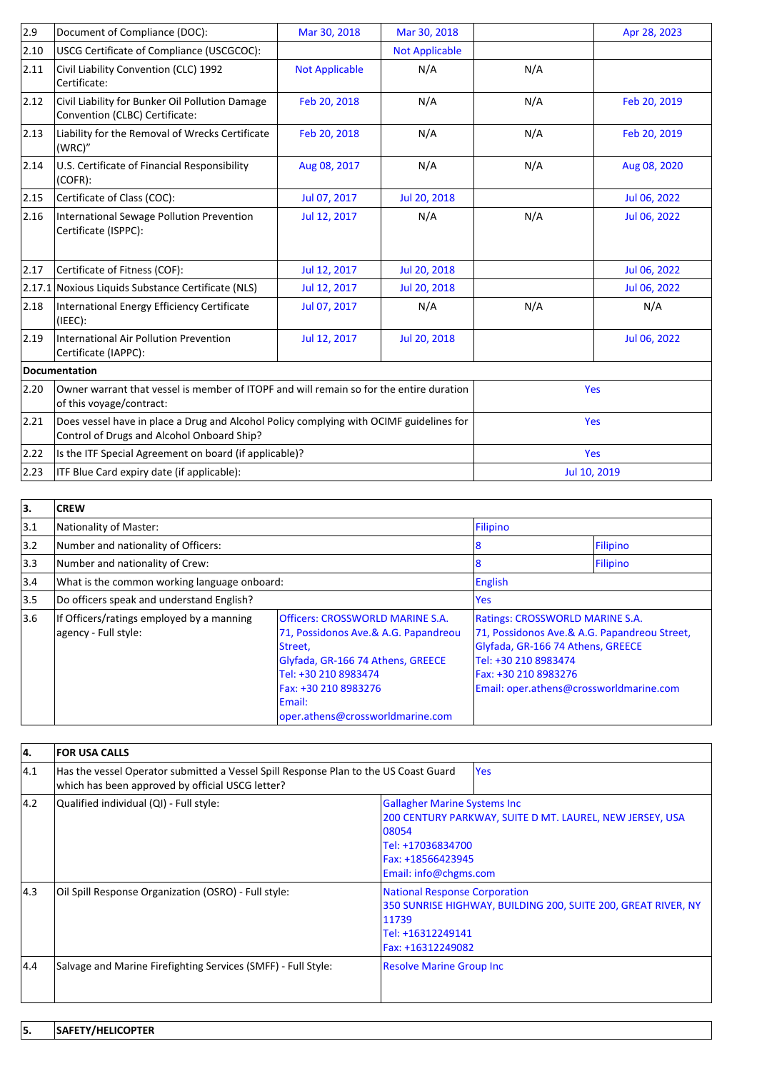| | | | | | |
|---|---|---|---|---|---|
| 2.9 | Document of Compliance (DOC): | Mar 30, 2018 | Mar 30, 2018 | | Apr 28, 2023 |
| 2.10 | USCG Certificate of Compliance (USCGCOC): | | Not Applicable | | |
| 2.11 | Civil Liability Convention (CLC) 1992 Certificate: | Not Applicable | N/A | N/A | |
| 2.12 | Civil Liability for Bunker Oil Pollution Damage Convention (CLBC) Certificate: | Feb 20, 2018 | N/A | N/A | Feb 20, 2019 |
| 2.13 | Liability for the Removal of Wrecks Certificate (WRC)" | Feb 20, 2018 | N/A | N/A | Feb 20, 2019 |
| 2.14 | U.S. Certificate of Financial Responsibility (COFR): | Aug 08, 2017 | N/A | N/A | Aug 08, 2020 |
| 2.15 | Certificate of Class (COC): | Jul 07, 2017 | Jul 20, 2018 | | Jul 06, 2022 |
| 2.16 | International Sewage Pollution Prevention Certificate (ISPPC): | Jul 12, 2017 | N/A | N/A | Jul 06, 2022 |
| 2.17 | Certificate of Fitness (COF): | Jul 12, 2017 | Jul 20, 2018 | | Jul 06, 2022 |
| 2.17.1 | Noxious Liquids Substance Certificate (NLS) | Jul 12, 2017 | Jul 20, 2018 | | Jul 06, 2022 |
| 2.18 | International Energy Efficiency Certificate (IEEC): | Jul 07, 2017 | N/A | N/A | N/A |
| 2.19 | International Air Pollution Prevention Certificate (IAPPC): | Jul 12, 2017 | Jul 20, 2018 | | Jul 06, 2022 |
| **Documentation** | | | | | |
| 2.20 | Owner warrant that vessel is member of ITOPF and will remain so for the entire duration of this voyage/contract: | | | Yes | |
| 2.21 | Does vessel have in place a Drug and Alcohol Policy complying with OCIMF guidelines for Control of Drugs and Alcohol Onboard Ship? | | | Yes | |
| 2.22 | Is the ITF Special Agreement on board (if applicable)? | | | Yes | |
| 2.23 | ITF Blue Card expiry date (if applicable): | | | Jul 10, 2019 | |

| 3. | CREW | | | |
|---|---|---|---|---|
| 3.1 | Nationality of Master: | | Filipino | |
| 3.2 | Number and nationality of Officers: | | 8 | Filipino |
| 3.3 | Number and nationality of Crew: | | 8 | Filipino |
| 3.4 | What is the common working language onboard: | | English | |
| 3.5 | Do officers speak and understand English? | | Yes | |
| 3.6 | If Officers/ratings employed by a manning agency - Full style: | Officers: CROSSWORLD MARINE S.A. 71, Possidonos Ave.& A.G. Papandreou Street, Glyfada, GR-166 74 Athens, GREECE Tel: +30 210 8983474 Fax: +30 210 8983276 Email: oper.athens@crossworldmarine.com | Ratings: CROSSWORLD MARINE S.A. 71, Possidonos Ave.& A.G. Papandreou Street, Glyfada, GR-166 74 Athens, GREECE Tel: +30 210 8983474 Fax: +30 210 8983276 Email: oper.athens@crossworldmarine.com | |

| 4. | FOR USA CALLS | |
|---|---|---|
| 4.1 | Has the vessel Operator submitted a Vessel Spill Response Plan to the US Coast Guard which has been approved by official USCG letter? | Yes |
| 4.2 | Qualified individual (QI) - Full style: | Gallagher Marine Systems Inc 200 CENTURY PARKWAY, SUITE D MT. LAUREL, NEW JERSEY, USA 08054 Tel: +17036834700 Fax: +18566423945 Email: info@chgms.com |
| 4.3 | Oil Spill Response Organization (OSRO) - Full style: | National Response Corporation 350 SUNRISE HIGHWAY, BUILDING 200, SUITE 200, GREAT RIVER, NY 11739 Tel: +16312249141 Fax: +16312249082 |
| 4.4 | Salvage and Marine Firefighting Services (SMFF) - Full Style: | Resolve Marine Group Inc |

| 5. | SAFETY/HELICOPTER |
|---|---|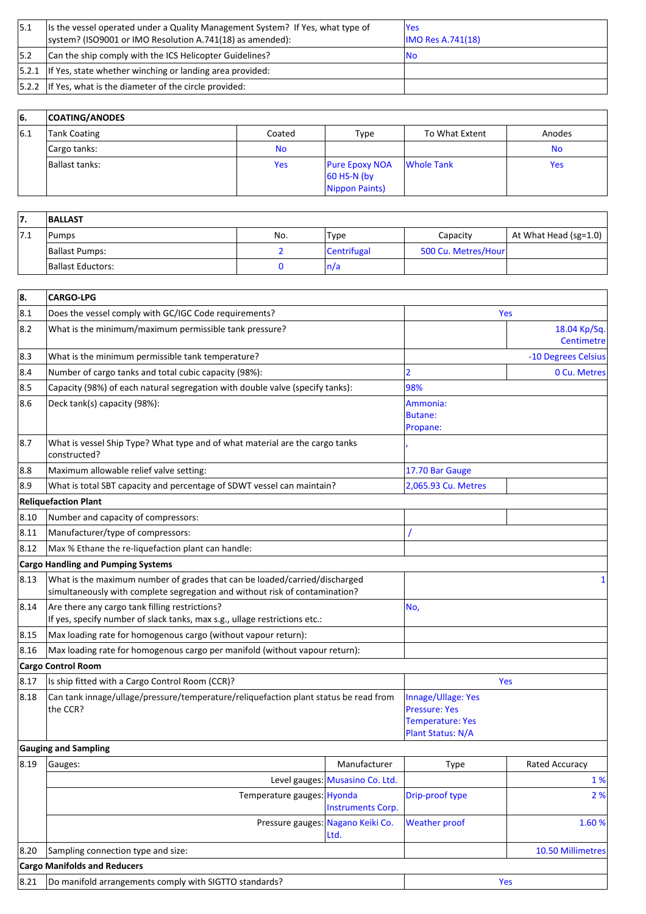| 5.1 | Is the vessel operated under a Quality Management System? If Yes, what type of system? (ISO9001 or IMO Resolution A.741(18) as amended): | Yes<br>IMO Res A.741(18) |
|---|---|---|
| 5.2 | Can the ship comply with the ICS Helicopter Guidelines? | No |
| 5.2.1 | If Yes, state whether winching or landing area provided: | |
| 5.2.2 | If Yes, what is the diameter of the circle provided: | |

| 6. | COATING/ANODES | | | | |
|---|---|---|---|---|---|
| 6.1 | Tank Coating | Coated | Type | To What Extent | Anodes |
| | Cargo tanks: | No | | | No |
| | Ballast tanks: | Yes | Pure Epoxy NOA 60 HS-N (by Nippon Paints) | Whole Tank | Yes |

| 7. | BALLAST | | | | |
|---|---|---|---|---|---|
| 7.1 | Pumps | No. | Type | Capacity | At What Head (sg=1.0) |
| | Ballast Pumps: | 2 | Centrifugal | 500 Cu. Metres/Hour | |
| | Ballast Eductors: | 0 | n/a | | |

| 8. | CARGO-LPG | | | | |
|---|---|---|---|---|---|
| 8.1 | Does the vessel comply with GC/IGC Code requirements? | | | Yes | |
| 8.2 | What is the minimum/maximum permissible tank pressure? | | | | 18.04 Kp/Sq. Centimetre |
| 8.3 | What is the minimum permissible tank temperature? | | | | -10 Degrees Celsius |
| 8.4 | Number of cargo tanks and total cubic capacity (98%): | | | 2 | 0 Cu. Metres |
| 8.5 | Capacity (98%) of each natural segregation with double valve (specify tanks): | | | 98% | |
| 8.6 | Deck tank(s) capacity (98%): | | | Ammonia:<br>Butane:<br>Propane: | |
| 8.7 | What is vessel Ship Type? What type and of what material are the cargo tanks constructed? | | | , | |
| 8.8 | Maximum allowable relief valve setting: | | | 17.70 Bar Gauge | |
| 8.9 | What is total SBT capacity and percentage of SDWT vessel can maintain? | | | 2,065.93 Cu. Metres | |
| **Reliquefaction Plant** | | | | | |
| 8.10 | Number and capacity of compressors: | | | | |
| 8.11 | Manufacturer/type of compressors: | | | / | |
| 8.12 | Max % Ethane the re-liquefaction plant can handle: | | | | |
| **Cargo Handling and Pumping Systems** | | | | | |
| 8.13 | What is the maximum number of grades that can be loaded/carried/discharged simultaneously with complete segregation and without risk of contamination? | | | | 1 |
| 8.14 | Are there any cargo tank filling restrictions?<br>If yes, specify number of slack tanks, max s.g., ullage restrictions etc.: | | | No, | |
| 8.15 | Max loading rate for homogenous cargo (without vapour return): | | | | |
| 8.16 | Max loading rate for homogenous cargo per manifold (without vapour return): | | | | |
| **Cargo Control Room** | | | | | |
| 8.17 | Is ship fitted with a Cargo Control Room (CCR)? | | | Yes | |
| 8.18 | Can tank innage/ullage/pressure/temperature/reliquefaction plant status be read from the CCR? | | | Innage/Ullage: Yes<br>Pressure: Yes<br>Temperature: Yes<br>Plant Status: N/A | |
| **Gauging and Sampling** | | | | | |
| 8.19 | Gauges: | | Manufacturer | Type | Rated Accuracy |
| | | Level gauges: | Musasino Co. Ltd. | | 1 % |
| | | Temperature gauges: | Hyonda Instruments Corp. | Drip-proof type | 2 % |
| | | Pressure gauges: | Nagano Keiki Co. Ltd. | Weather proof | 1.60 % |
| 8.20 | Sampling connection type and size: | | | | 10.50 Millimetres |
| **Cargo Manifolds and Reducers** | | | | | |
| 8.21 | Do manifold arrangements comply with SIGTTO standards? | | | Yes | |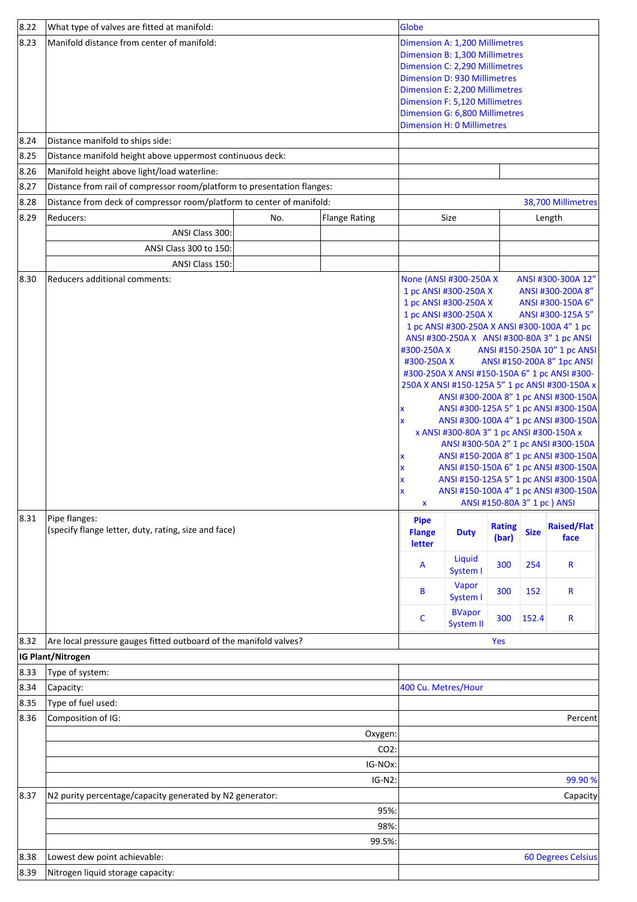| | | |
|---|---|---|
| 8.22 | What type of valves are fitted at manifold: | Globe |
| 8.23 | Manifold distance from center of manifold: | Dimension A: 1,200 Millimetres<br>Dimension B: 1,300 Millimetres<br>Dimension C: 2,290 Millimetres<br>Dimension D: 930 Millimetres<br>Dimension E: 2,200 Millimetres<br>Dimension F: 5,120 Millimetres<br>Dimension G: 6,800 Millimetres<br>Dimension H: 0 Millimetres |
| 8.24 | Distance manifold to ships side: | |
| 8.25 | Distance manifold height above uppermost continuous deck: | |
| 8.26 | Manifold height above light/load waterline: | |
| 8.27 | Distance from rail of compressor room/platform to presentation flanges: | |
| 8.28 | Distance from deck of compressor room/platform to center of manifold: | 38,700 Millimetres |

| | Reducers: | No. | Flange Rating | Size | Length |
|---|---|---|---|---|---|
| 8.29 | ANSI Class 300: | | | | |
| | ANSI Class 300 to 150: | | | | |
| | ANSI Class 150: | | | | |

| | | |
|---|---|---|
| 8.30 | Reducers additional comments: | None (ANSI #300-250A X ANSI #300-300A 12" 1 pc ANSI #300-250A X ANSI #300-200A 8" 1 pc ANSI #300-250A X ANSI #300-150A 6" 1 pc ANSI #300-250A X ANSI #300-125A 5" 1 pc ANSI #300-250A X ANSI #300-100A 4" 1 pc ANSI #300-250A X ANSI #300-80A 3" 1 pc ANSI #300-250A X ANSI #150-250A 10" 1 pc ANSI #300-250A X ANSI #150-200A 8" 1pc ANSI #300-250A X ANSI #150-150A 6" 1 pc ANSI #300-250A X ANSI #150-125A 5" 1 pc ANSI #300-150A x ANSI #300-200A 8" 1 pc ANSI #300-150A x ANSI #300-125A 5" 1 pc ANSI #300-150A x ANSI #300-100A 4" 1 pc ANSI #300-150A x ANSI #300-80A 3" 1 pc ANSI #300-150A x ANSI #300-50A 2" 1 pc ANSI #300-150A x ANSI #150-200A 8" 1 pc ANSI #300-150A x ANSI #150-150A 6" 1 pc ANSI #300-150A x ANSI #150-125A 5" 1 pc ANSI #300-150A x ANSI #150-100A 4" 1 pc ANSI #300-150A x ANSI #150-80A 3" 1 pc ) ANSI |

**8.31 Pipe flanges:** (specify flange letter, duty, rating, size and face)

| Pipe Flange letter | Duty | Rating (bar) | Size | Raised/Flat face |
|---|---|---|---|---|
| A | Liquid System I | 300 | 254 | R |
| B | Vapor System I | 300 | 152 | R |
| C | BVapor System II | 300 | 152.4 | R |

| | | |
|---|---|---|
| 8.32 | Are local pressure gauges fitted outboard of the manifold valves? | Yes |

**IG Plant/Nitrogen**

| | | |
|---|---|---|
| 8.33 | Type of system: | |
| 8.34 | Capacity: | 400 Cu. Metres/Hour |
| 8.35 | Type of fuel used: | |
| 8.36 | Composition of IG: | Percent |
| | Oxygen: | |
| | CO2: | |
| | IG-NOx: | |
| | IG-N2: | 99.90 % |
| 8.37 | N2 purity percentage/capacity generated by N2 generator: | Capacity |
| | 95%: | |
| | 98%: | |
| | 99.5%: | |
| 8.38 | Lowest dew point achievable: | 60 Degrees Celsius |
| 8.39 | Nitrogen liquid storage capacity: | |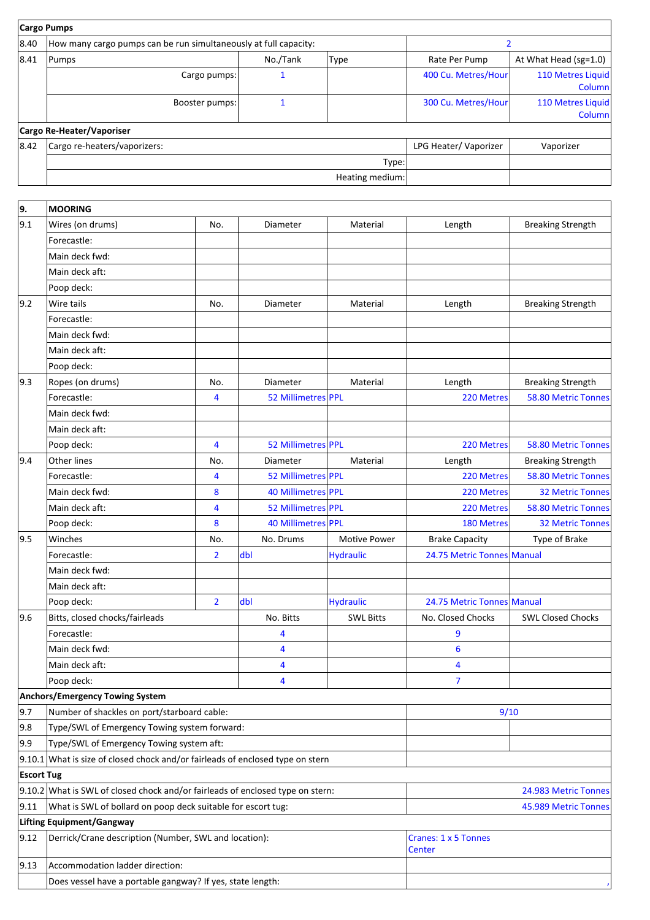| Cargo Pumps | | | | | |
|---|---|---|---|---|---|
| 8.40 | How many cargo pumps can be run simultaneously at full capacity: | | | 2 | |
| 8.41 | Pumps | No./Tank | Type | Rate Per Pump | At What Head (sg=1.0) |
| | Cargo pumps: | 1 | | 400 Cu. Metres/Hour | 110 Metres Liquid Column |
| | Booster pumps: | 1 | | 300 Cu. Metres/Hour | 110 Metres Liquid Column |
| **Cargo Re-Heater/Vaporiser** | | | | | |
| 8.42 | Cargo re-heaters/vaporizers: | | | LPG Heater/ Vaporizer | Vaporizer |
| | Type: | | | | |
| | Heating medium: | | | | |

| 9. | MOORING | | | | | |
|---|---|---|---|---|---|---|
| 9.1 | Wires (on drums) | No. | Diameter | Material | Length | Breaking Strength |
| | Forecastle: | | | | | |
| | Main deck fwd: | | | | | |
| | Main deck aft: | | | | | |
| | Poop deck: | | | | | |
| 9.2 | Wire tails | No. | Diameter | Material | Length | Breaking Strength |
| | Forecastle: | | | | | |
| | Main deck fwd: | | | | | |
| | Main deck aft: | | | | | |
| | Poop deck: | | | | | |
| 9.3 | Ropes (on drums) | No. | Diameter | Material | Length | Breaking Strength |
| | Forecastle: | 4 | 52 Millimetres | PPL | 220 Metres | 58.80 Metric Tonnes |
| | Main deck fwd: | | | | | |
| | Main deck aft: | | | | | |
| | Poop deck: | 4 | 52 Millimetres | PPL | 220 Metres | 58.80 Metric Tonnes |
| 9.4 | Other lines | No. | Diameter | Material | Length | Breaking Strength |
| | Forecastle: | 4 | 52 Millimetres | PPL | 220 Metres | 58.80 Metric Tonnes |
| | Main deck fwd: | 8 | 40 Millimetres | PPL | 220 Metres | 32 Metric Tonnes |
| | Main deck aft: | 4 | 52 Millimetres | PPL | 220 Metres | 58.80 Metric Tonnes |
| | Poop deck: | 8 | 40 Millimetres | PPL | 180 Metres | 32 Metric Tonnes |
| 9.5 | Winches | No. | No. Drums | Motive Power | Brake Capacity | Type of Brake |
| | Forecastle: | 2 | dbl | Hydraulic | 24.75 Metric Tonnes | Manual |
| | Main deck fwd: | | | | | |
| | Main deck aft: | | | | | |
| | Poop deck: | 2 | dbl | Hydraulic | 24.75 Metric Tonnes | Manual |
| 9.6 | Bitts, closed chocks/fairleads | | No. Bitts | SWL Bitts | No. Closed Chocks | SWL Closed Chocks |
| | Forecastle: | | 4 | | 9 | |
| | Main deck fwd: | | 4 | | 6 | |
| | Main deck aft: | | 4 | | 4 | |
| | Poop deck: | | 4 | | 7 | |
| **Anchors/Emergency Towing System** | | | | | | |
| 9.7 | Number of shackles on port/starboard cable: | | | | 9/10 | |
| 9.8 | Type/SWL of Emergency Towing system forward: | | | | | |
| 9.9 | Type/SWL of Emergency Towing system aft: | | | | | |
| 9.10.1 | What is size of closed chock and/or fairleads of enclosed type on stern | | | | | |
| **Escort Tug** | | | | | | |
| 9.10.2 | What is SWL of closed chock and/or fairleads of enclosed type on stern: | | | | 24.983 Metric Tonnes | |
| 9.11 | What is SWL of bollard on poop deck suitable for escort tug: | | | | 45.989 Metric Tonnes | |
| **Lifting Equipment/Gangway** | | | | | | |
| 9.12 | Derrick/Crane description (Number, SWL and location): | | | | Cranes: 1 x 5 Tonnes Center | |
| 9.13 | Accommodation ladder direction: | | | | | |
| | Does vessel have a portable gangway? If yes, state length: | | | | , | |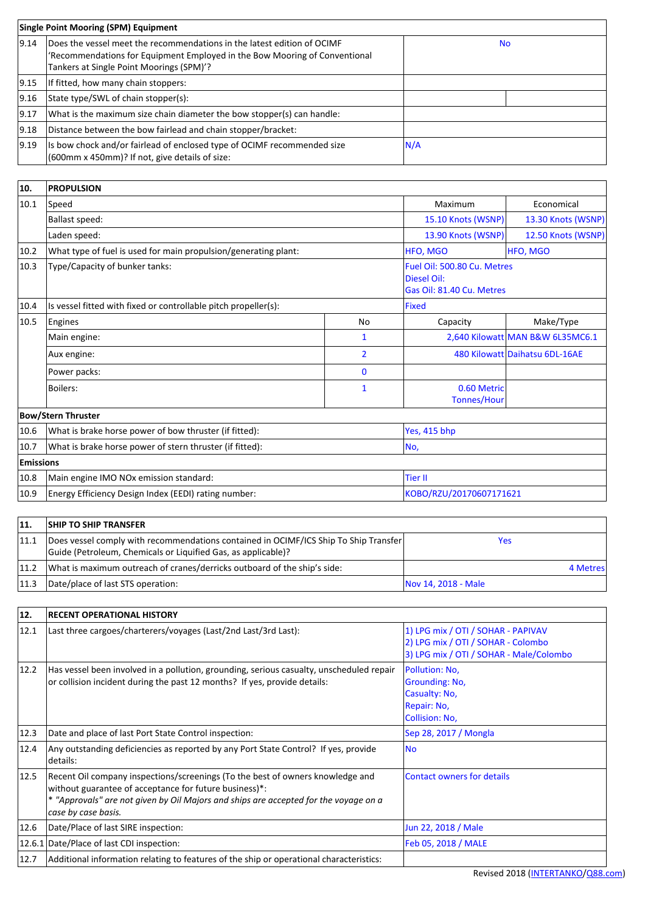| **Single Point Mooring (SPM) Equipment** | | | |
|---|---|---|---|
| 9.14 | Does the vessel meet the recommendations in the latest edition of OCIMF 'Recommendations for Equipment Employed in the Bow Mooring of Conventional Tankers at Single Point Moorings (SPM)'? | No | |
| 9.15 | If fitted, how many chain stoppers: | | |
| 9.16 | State type/SWL of chain stopper(s): | | |
| 9.17 | What is the maximum size chain diameter the bow stopper(s) can handle: | | |
| 9.18 | Distance between the bow fairlead and chain stopper/bracket: | | |
| 9.19 | Is bow chock and/or fairlead of enclosed type of OCIMF recommended size (600mm x 450mm)? If not, give details of size: | N/A | |

| **10.** | **PROPULSION** | | | |
|---|---|---|---|---|
| 10.1 | Speed | | Maximum | Economical |
| | Ballast speed: | | 15.10 Knots (WSNP) | 13.30 Knots (WSNP) |
| | Laden speed: | | 13.90 Knots (WSNP) | 12.50 Knots (WSNP) |
| 10.2 | What type of fuel is used for main propulsion/generating plant: | | HFO, MGO | HFO, MGO |
| 10.3 | Type/Capacity of bunker tanks: | | Fuel Oil: 500.80 Cu. Metres<br>Diesel Oil:<br>Gas Oil: 81.40 Cu. Metres | |
| 10.4 | Is vessel fitted with fixed or controllable pitch propeller(s): | | Fixed | |
| 10.5 | Engines | No | Capacity | Make/Type |
| | Main engine: | 1 | 2,640 Kilowatt | MAN B&W 6L35MC6.1 |
| | Aux engine: | 2 | 480 Kilowatt | Daihatsu 6DL-16AE |
| | Power packs: | 0 | | |
| | Boilers: | 1 | 0.60 Metric Tonnes/Hour | |
| **Bow/Stern Thruster** | | | | |
| 10.6 | What is brake horse power of bow thruster (if fitted): | | Yes, 415 bhp | |
| 10.7 | What is brake horse power of stern thruster (if fitted): | | No, | |
| **Emissions** | | | | |
| 10.8 | Main engine IMO NOx emission standard: | | Tier II | |
| 10.9 | Energy Efficiency Design Index (EEDI) rating number: | | KOBO/RZU/20170607171621 | |

| **11.** | **SHIP TO SHIP TRANSFER** | |
|---|---|---|
| 11.1 | Does vessel comply with recommendations contained in OCIMF/ICS Ship To Ship Transfer Guide (Petroleum, Chemicals or Liquified Gas, as applicable)? | Yes |
| 11.2 | What is maximum outreach of cranes/derricks outboard of the ship's side: | 4 Metres |
| 11.3 | Date/place of last STS operation: | Nov 14, 2018 - Male |

| **12.** | **RECENT OPERATIONAL HISTORY** | |
|---|---|---|
| 12.1 | Last three cargoes/charterers/voyages (Last/2nd Last/3rd Last): | 1) LPG mix / OTI / SOHAR - PAPIVAV<br>2) LPG mix / OTI / SOHAR - Colombo<br>3) LPG mix / OTI / SOHAR - Male/Colombo |
| 12.2 | Has vessel been involved in a pollution, grounding, serious casualty, unscheduled repair or collision incident during the past 12 months? If yes, provide details: | Pollution: No,<br>Grounding: No,<br>Casualty: No,<br>Repair: No,<br>Collision: No, |
| 12.3 | Date and place of last Port State Control inspection: | Sep 28, 2017 / Mongla |
| 12.4 | Any outstanding deficiencies as reported by any Port State Control? If yes, provide details: | No |
| 12.5 | Recent Oil company inspections/screenings (To the best of owners knowledge and without guarantee of acceptance for future business)*:<br>* *"Approvals" are not given by Oil Majors and ships are accepted for the voyage on a case by case basis.* | Contact owners for details |
| 12.6 | Date/Place of last SIRE inspection: | Jun 22, 2018 / Male |
| 12.6.1 | Date/Place of last CDI inspection: | Feb 05, 2018 / MALE |
| 12.7 | Additional information relating to features of the ship or operational characteristics: | |

Revised 2018 (INTERTANKO/Q88.com)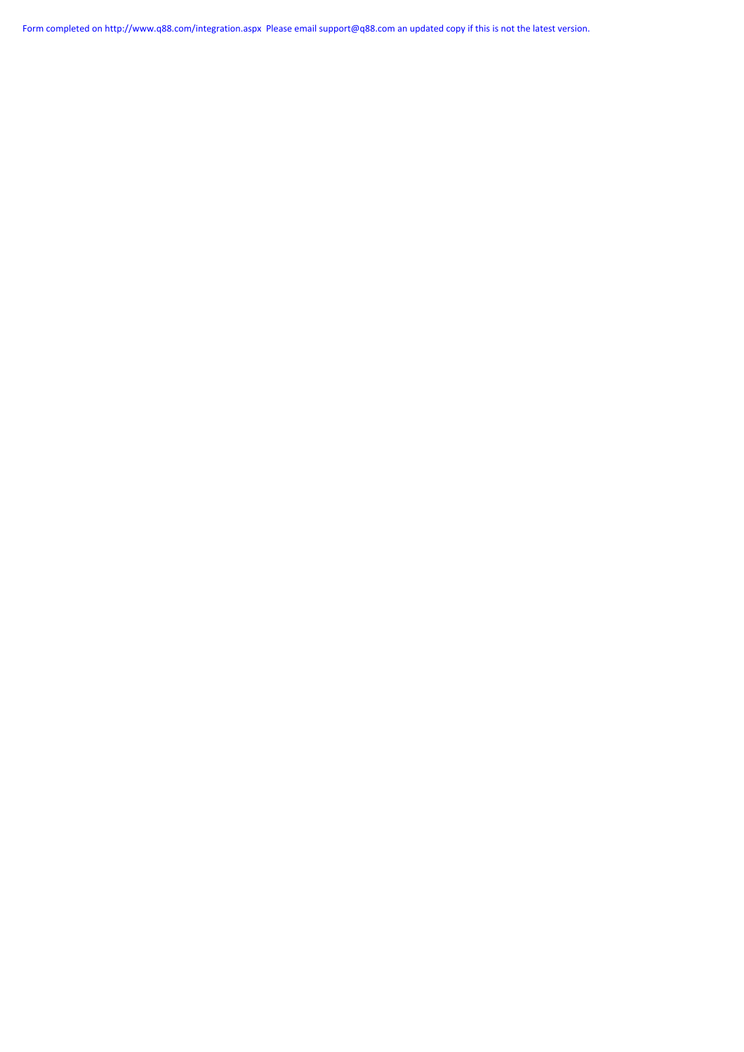Form completed on http://www.q88.com/integration.aspx Please email support@q88.com an updated copy if this is not the latest version.